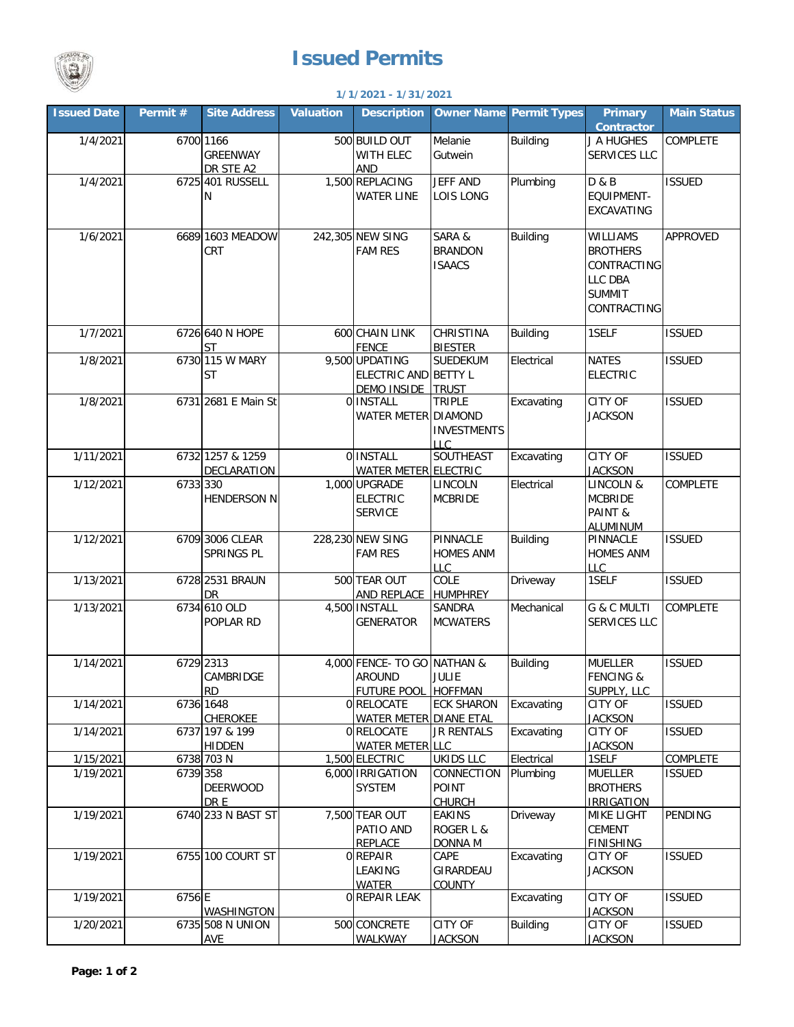# Issued Permits

**1/1/2021 - 1/31/2021**

| Issued Date | Permit # | Site Address | Valuation | Description | Owner Name | Permit Types | Primary Contractor | Main Status |
|---|---|---|---|---|---|---|---|---|
| 1/4/2021 | 6700 | 1166 GREENWAY DR STE A2 | 500 | BUILD OUT WITH ELEC AND | Melanie Gutwein | Building | J A HUGHES SERVICES LLC | COMPLETE |
| 1/4/2021 | 6725 | 401 RUSSELL N | 1,500 | REPLACING WATER LINE | JEFF AND LOIS LONG | Plumbing | D & B EQUIPMENT-EXCAVATING | ISSUED |
| 1/6/2021 | 6689 | 1603 MEADOW CRT | 242,305 | NEW SING FAM RES | SARA & BRANDON ISAACS | Building | WILLIAMS BROTHERS CONTRACTING LLC DBA SUMMIT CONTRACTING | APPROVED |
| 1/7/2021 | 6726 | 640 N HOPE ST | 600 | CHAIN LINK FENCE | CHRISTINA BIESTER | Building | 1SELF | ISSUED |
| 1/8/2021 | 6730 | 115 W MARY ST | 9,500 | UPDATING ELECTRIC AND DEMO INSIDE | SUEDEKUM BETTY L TRUST | Electrical | NATES ELECTRIC | ISSUED |
| 1/8/2021 | 6731 | 2681 E Main St | 0 | INSTALL WATER METER | TRIPLE DIAMOND INVESTMENTS LLC | Excavating | CITY OF JACKSON | ISSUED |
| 1/11/2021 | 6732 | 1257 & 1259 DECLARATION | 0 | INSTALL WATER METER | SOUTHEAST ELECTRIC | Excavating | CITY OF JACKSON | ISSUED |
| 1/12/2021 | 6733 | 330 HENDERSON N | 1,000 | UPGRADE ELECTRIC SERVICE | LINCOLN MCBRIDE | Electrical | LINCOLN & MCBRIDE PAINT & ALUMINUM | COMPLETE |
| 1/12/2021 | 6709 | 3006 CLEAR SPRINGS PL | 228,230 | NEW SING FAM RES | PINNACLE HOMES ANM LLC | Building | PINNACLE HOMES ANM LLC | ISSUED |
| 1/13/2021 | 6728 | 2531 BRAUN DR | 500 | TEAR OUT AND REPLACE | COLE HUMPHREY | Driveway | 1SELF | ISSUED |
| 1/13/2021 | 6734 | 610 OLD POPLAR RD | 4,500 | INSTALL GENERATOR | SANDRA MCWATERS | Mechanical | G & C MULTI SERVICES LLC | COMPLETE |
| 1/14/2021 | 6729 | 2313 CAMBRIDGE RD | 4,000 | FENCE- TO GO AROUND FUTURE POOL | NATHAN & JULIE HOFFMAN | Building | MUELLER FENCING & SUPPLY, LLC | ISSUED |
| 1/14/2021 | 6736 | 1648 CHEROKEE | 0 | RELOCATE WATER METER | ECK SHARON DIANE ETAL | Excavating | CITY OF JACKSON | ISSUED |
| 1/14/2021 | 6737 | 197 & 199 HIDDEN | 0 | RELOCATE WATER METER | JR RENTALS LLC | Excavating | CITY OF JACKSON | ISSUED |
| 1/15/2021 | 6738 | 703 N | 1,500 | ELECTRIC | UKIDS LLC | Electrical | 1SELF | COMPLETE |
| 1/19/2021 | 6739 | 358 DEERWOOD DR E | 6,000 | IRRIGATION SYSTEM | CONNECTION POINT CHURCH | Plumbing | MUELLER BROTHERS IRRIGATION | ISSUED |
| 1/19/2021 | 6740 | 233 N BAST ST | 7,500 | TEAR OUT PATIO AND REPLACE | EAKINS ROGER L & DONNA M | Driveway | MIKE LIGHT CEMENT FINISHING | PENDING |
| 1/19/2021 | 6755 | 100 COURT ST | 0 | REPAIR LEAKING WATER | CAPE GIRARDEAU COUNTY | Excavating | CITY OF JACKSON | ISSUED |
| 1/19/2021 | 6756 | E WASHINGTON | 0 | REPAIR LEAK | | Excavating | CITY OF JACKSON | ISSUED |
| 1/20/2021 | 6735 | 508 N UNION AVE | 500 | CONCRETE WALKWAY | CITY OF JACKSON | Building | CITY OF JACKSON | ISSUED |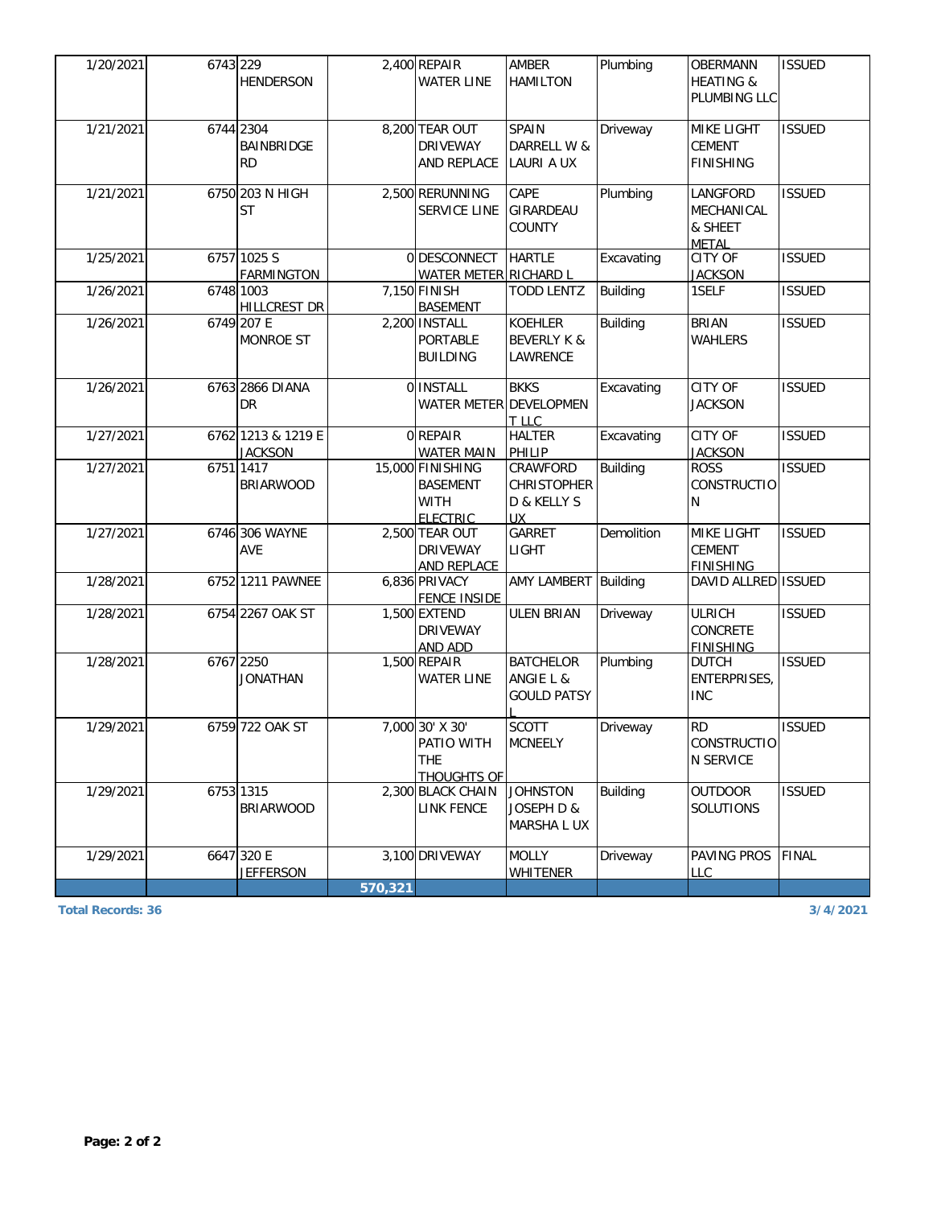| | | | | | | | | |
|---|---|---|---|---|---|---|---|---|
| 1/20/2021 | 6743 | 229 HENDERSON | 2,400 | REPAIR WATER LINE | AMBER HAMILTON | Plumbing | OBERMANN HEATING & PLUMBING LLC | ISSUED |
| 1/21/2021 | 6744 | 2304 BAINBRIDGE RD | 8,200 | TEAR OUT DRIVEWAY AND REPLACE | SPAIN DARRELL W & LAURI A UX | Driveway | MIKE LIGHT CEMENT FINISHING | ISSUED |
| 1/21/2021 | 6750 | 203 N HIGH ST | 2,500 | RERUNNING SERVICE LINE | CAPE GIRARDEAU COUNTY | Plumbing | LANGFORD MECHANICAL & SHEET METAL | ISSUED |
| 1/25/2021 | 6757 | 1025 S FARMINGTON | 0 | DESCONNECT WATER METER | HARTLE RICHARD L | Excavating | CITY OF JACKSON | ISSUED |
| 1/26/2021 | 6748 | 1003 HILLCREST DR | 7,150 | FINISH BASEMENT | TODD LENTZ | Building | 1SELF | ISSUED |
| 1/26/2021 | 6749 | 207 E MONROE ST | 2,200 | INSTALL PORTABLE BUILDING | KOEHLER BEVERLY K & LAWRENCE | Building | BRIAN WAHLERS | ISSUED |
| 1/26/2021 | 6763 | 2866 DIANA DR | 0 | INSTALL WATER METER | BKKS DEVELOPMENT LLC | Excavating | CITY OF JACKSON | ISSUED |
| 1/27/2021 | 6762 | 1213 & 1219 E JACKSON | 0 | REPAIR WATER MAIN | HALTER PHILIP | Excavating | CITY OF JACKSON | ISSUED |
| 1/27/2021 | 6751 | 1417 BRIARWOOD | 15,000 | FINISHING BASEMENT WITH ELECTRIC | CRAWFORD CHRISTOPHER D & KELLY S UX | Building | ROSS CONSTRUCTION | ISSUED |
| 1/27/2021 | 6746 | 306 WAYNE AVE | 2,500 | TEAR OUT DRIVEWAY AND REPLACE | GARRET LIGHT | Demolition | MIKE LIGHT CEMENT FINISHING | ISSUED |
| 1/28/2021 | 6752 | 1211 PAWNEE | 6,836 | PRIVACY FENCE INSIDE | AMY LAMBERT | Building | DAVID ALLRED | ISSUED |
| 1/28/2021 | 6754 | 2267 OAK ST | 1,500 | EXTEND DRIVEWAY AND ADD | ULEN BRIAN | Driveway | ULRICH CONCRETE FINISHING | ISSUED |
| 1/28/2021 | 6767 | 2250 JONATHAN | 1,500 | REPAIR WATER LINE | BATCHELOR ANGIE L & GOULD PATSY L | Plumbing | DUTCH ENTERPRISES, INC | ISSUED |
| 1/29/2021 | 6759 | 722 OAK ST | 7,000 | 30' X 30' PATIO WITH THE THOUGHTS OF | SCOTT MCNEELY | Driveway | RD CONSTRUCTION SERVICE | ISSUED |
| 1/29/2021 | 6753 | 1315 BRIARWOOD | 2,300 | BLACK CHAIN LINK FENCE | JOHNSTON JOSEPH D & MARSHA L UX | Building | OUTDOOR SOLUTIONS | ISSUED |
| 1/29/2021 | 6647 | 320 E JEFFERSON | 3,100 | DRIVEWAY | MOLLY WHITENER | Driveway | PAVING PROS LLC | FINAL |
| | | | **570,321** | | | | | |

**Total Records: 36**

**3/4/2021**